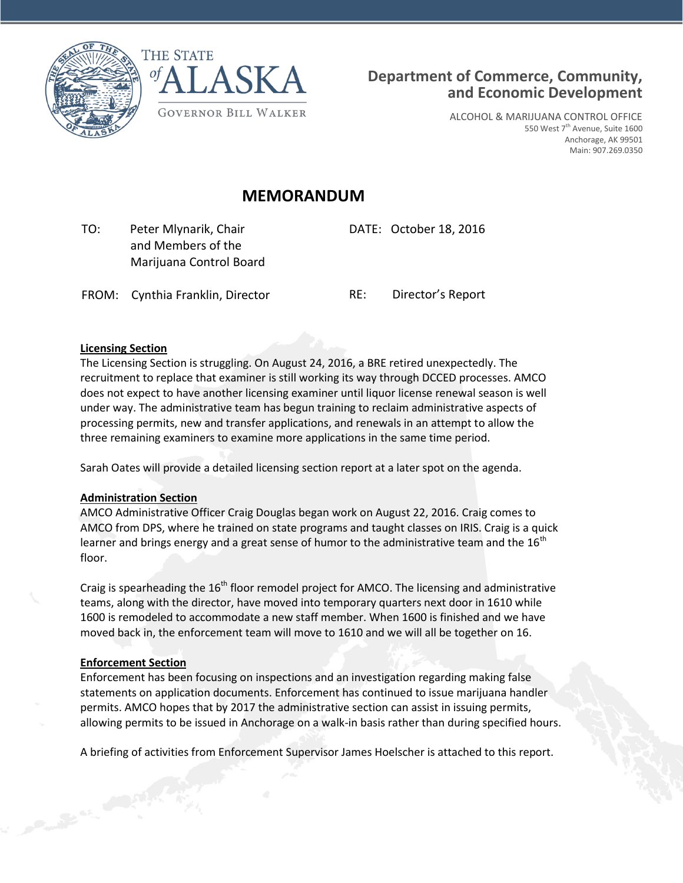THE STATE of ALASKA

GOVERNOR BILL WALKER

**Department of Commerce, Community, and Economic Development**

ALCOHOL & MARIJUANA CONTROL OFFICE
550 West 7th Avenue, Suite 1600
Anchorage, AK 99501
Main: 907.269.0350

# MEMORANDUM

TO: Peter Mlynarik, Chair
and Members of the
Marijuana Control Board

DATE: October 18, 2016

FROM: Cynthia Franklin, Director

RE: Director's Report

**Licensing Section**

The Licensing Section is struggling. On August 24, 2016, a BRE retired unexpectedly. The recruitment to replace that examiner is still working its way through DCCED processes. AMCO does not expect to have another licensing examiner until liquor license renewal season is well under way. The administrative team has begun training to reclaim administrative aspects of processing permits, new and transfer applications, and renewals in an attempt to allow the three remaining examiners to examine more applications in the same time period.

Sarah Oates will provide a detailed licensing section report at a later spot on the agenda.

**Administration Section**

AMCO Administrative Officer Craig Douglas began work on August 22, 2016. Craig comes to AMCO from DPS, where he trained on state programs and taught classes on IRIS. Craig is a quick learner and brings energy and a great sense of humor to the administrative team and the 16th floor.

Craig is spearheading the 16th floor remodel project for AMCO. The licensing and administrative teams, along with the director, have moved into temporary quarters next door in 1610 while 1600 is remodeled to accommodate a new staff member. When 1600 is finished and we have moved back in, the enforcement team will move to 1610 and we will all be together on 16.

**Enforcement Section**

Enforcement has been focusing on inspections and an investigation regarding making false statements on application documents. Enforcement has continued to issue marijuana handler permits. AMCO hopes that by 2017 the administrative section can assist in issuing permits, allowing permits to be issued in Anchorage on a walk-in basis rather than during specified hours.

A briefing of activities from Enforcement Supervisor James Hoelscher is attached to this report.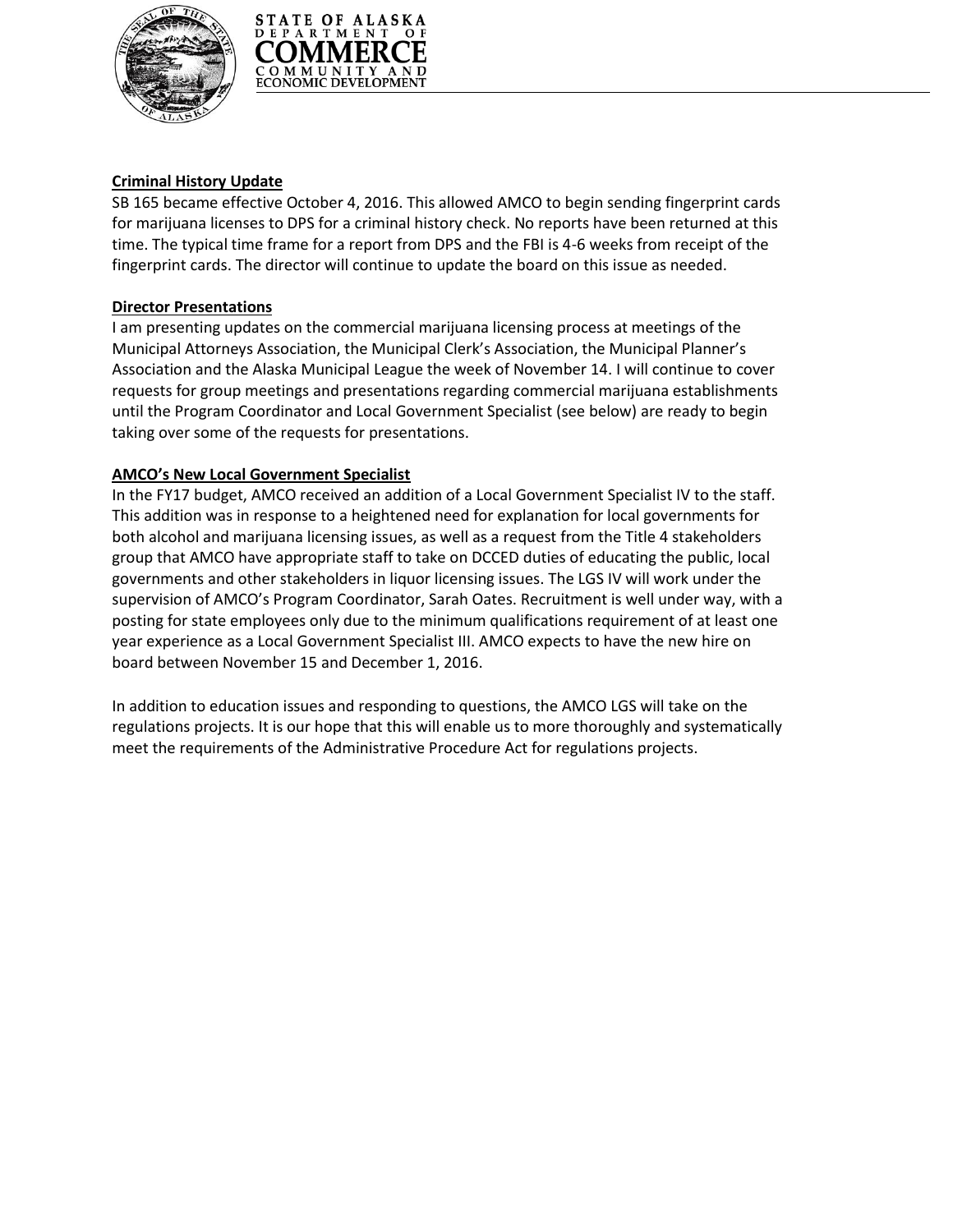**Criminal History Update**

SB 165 became effective October 4, 2016. This allowed AMCO to begin sending fingerprint cards for marijuana licenses to DPS for a criminal history check. No reports have been returned at this time. The typical time frame for a report from DPS and the FBI is 4-6 weeks from receipt of the fingerprint cards. The director will continue to update the board on this issue as needed.

**Director Presentations**

I am presenting updates on the commercial marijuana licensing process at meetings of the Municipal Attorneys Association, the Municipal Clerk's Association, the Municipal Planner's Association and the Alaska Municipal League the week of November 14. I will continue to cover requests for group meetings and presentations regarding commercial marijuana establishments until the Program Coordinator and Local Government Specialist (see below) are ready to begin taking over some of the requests for presentations.

**AMCO's New Local Government Specialist**

In the FY17 budget, AMCO received an addition of a Local Government Specialist IV to the staff. This addition was in response to a heightened need for explanation for local governments for both alcohol and marijuana licensing issues, as well as a request from the Title 4 stakeholders group that AMCO have appropriate staff to take on DCCED duties of educating the public, local governments and other stakeholders in liquor licensing issues. The LGS IV will work under the supervision of AMCO's Program Coordinator, Sarah Oates. Recruitment is well under way, with a posting for state employees only due to the minimum qualifications requirement of at least one year experience as a Local Government Specialist III. AMCO expects to have the new hire on board between November 15 and December 1, 2016.

In addition to education issues and responding to questions, the AMCO LGS will take on the regulations projects. It is our hope that this will enable us to more thoroughly and systematically meet the requirements of the Administrative Procedure Act for regulations projects.